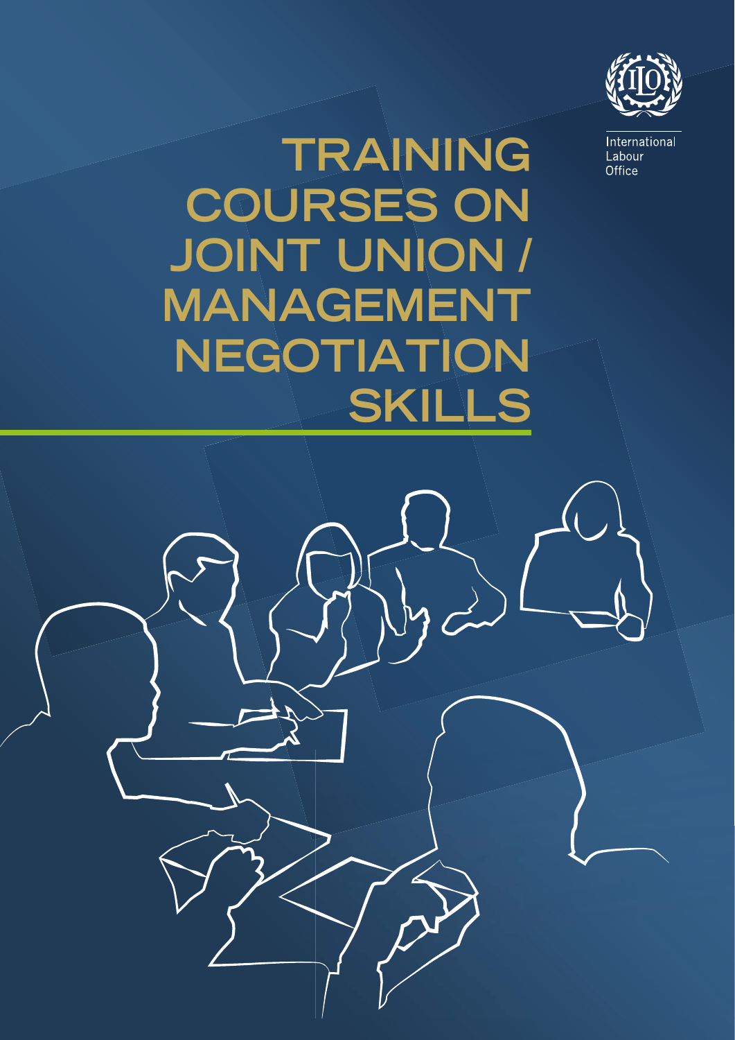International Labour Office

# TRAINING COURSES ON JOINT UNION / MANAGEMENT NEGOTIATION SKILLS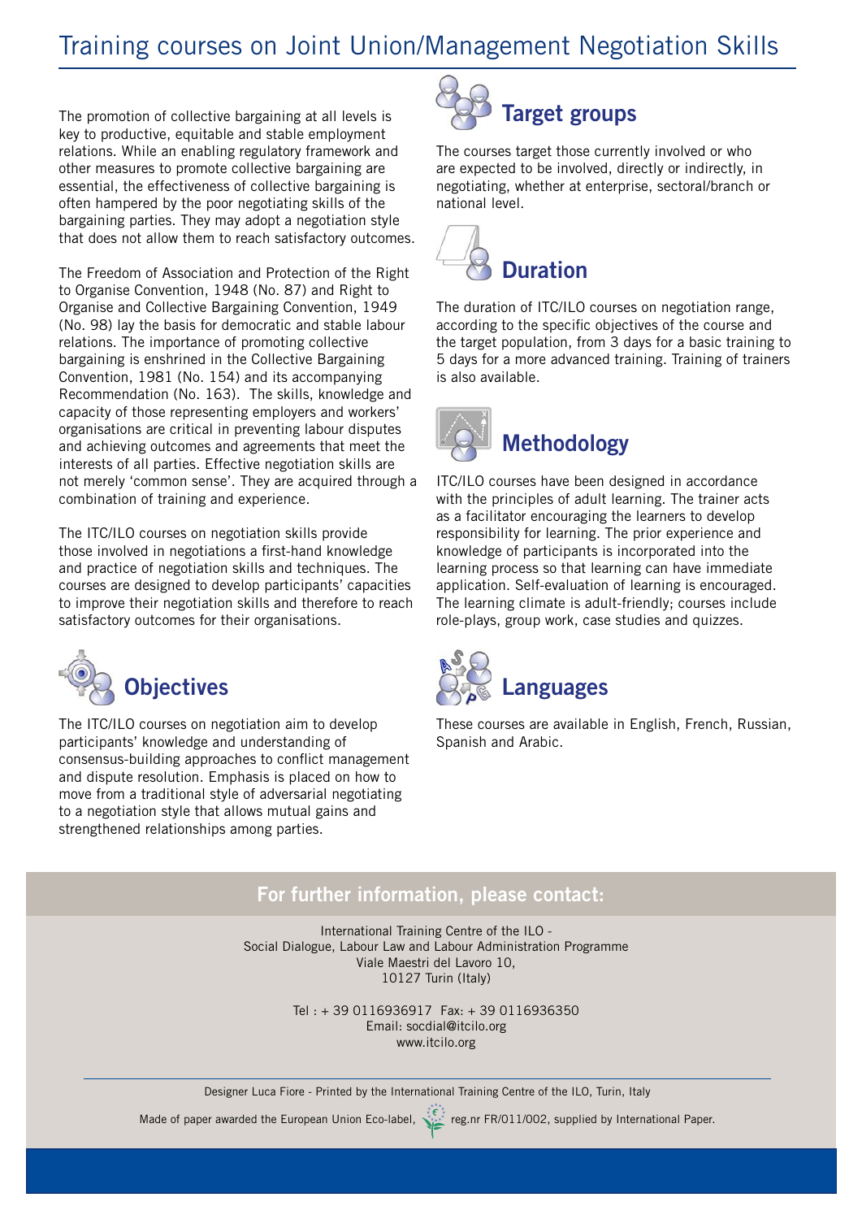# Training courses on Joint Union/Management Negotiation Skills

The promotion of collective bargaining at all levels is key to productive, equitable and stable employment relations. While an enabling regulatory framework and other measures to promote collective bargaining are essential, the effectiveness of collective bargaining is often hampered by the poor negotiating skills of the bargaining parties. They may adopt a negotiation style that does not allow them to reach satisfactory outcomes.

The Freedom of Association and Protection of the Right to Organise Convention, 1948 (No. 87) and Right to Organise and Collective Bargaining Convention, 1949 (No. 98) lay the basis for democratic and stable labour relations. The importance of promoting collective bargaining is enshrined in the Collective Bargaining Convention, 1981 (No. 154) and its accompanying Recommendation (No. 163). The skills, knowledge and capacity of those representing employers and workers' organisations are critical in preventing labour disputes and achieving outcomes and agreements that meet the interests of all parties. Effective negotiation skills are not merely 'common sense'. They are acquired through a combination of training and experience.

The ITC/ILO courses on negotiation skills provide those involved in negotiations a first-hand knowledge and practice of negotiation skills and techniques. The courses are designed to develop participants' capacities to improve their negotiation skills and therefore to reach satisfactory outcomes for their organisations.

## Objectives

The ITC/ILO courses on negotiation aim to develop participants' knowledge and understanding of consensus-building approaches to conflict management and dispute resolution. Emphasis is placed on how to move from a traditional style of adversarial negotiating to a negotiation style that allows mutual gains and strengthened relationships among parties.

## Target groups

The courses target those currently involved or who are expected to be involved, directly or indirectly, in negotiating, whether at enterprise, sectoral/branch or national level.

## Duration

The duration of ITC/ILO courses on negotiation range, according to the specific objectives of the course and the target population, from 3 days for a basic training to 5 days for a more advanced training. Training of trainers is also available.

## Methodology

ITC/ILO courses have been designed in accordance with the principles of adult learning. The trainer acts as a facilitator encouraging the learners to develop responsibility for learning. The prior experience and knowledge of participants is incorporated into the learning process so that learning can have immediate application. Self-evaluation of learning is encouraged. The learning climate is adult-friendly; courses include role-plays, group work, case studies and quizzes.

## Languages

These courses are available in English, French, Russian, Spanish and Arabic.

### For further information, please contact:

International Training Centre of the ILO -
Social Dialogue, Labour Law and Labour Administration Programme
Viale Maestri del Lavoro 10,
10127 Turin (Italy)

Tel : + 39 0116936917 Fax: + 39 0116936350
Email: socdial@itcilo.org
www.itcilo.org

Designer Luca Fiore - Printed by the International Training Centre of the ILO, Turin, Italy

Made of paper awarded the European Union Eco-label, reg.nr FR/011/002, supplied by International Paper.